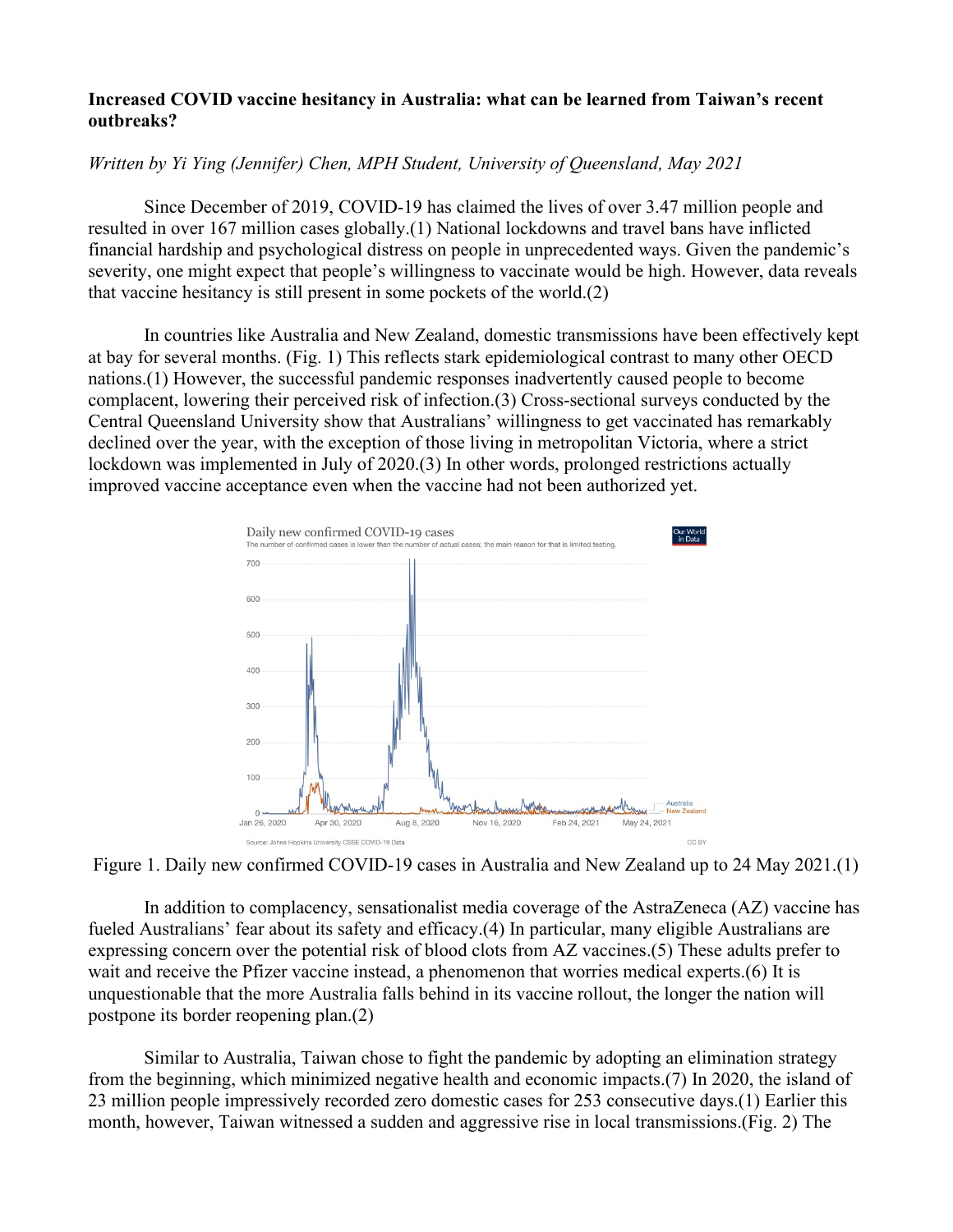**Increased COVID vaccine hesitancy in Australia: what can be learned from Taiwan's recent outbreaks?**

*Written by Yi Ying (Jennifer) Chen, MPH Student, University of Queensland, May 2021*

Since December of 2019, COVID-19 has claimed the lives of over 3.47 million people and resulted in over 167 million cases globally.(1) National lockdowns and travel bans have inflicted financial hardship and psychological distress on people in unprecedented ways. Given the pandemic's severity, one might expect that people's willingness to vaccinate would be high. However, data reveals that vaccine hesitancy is still present in some pockets of the world.(2)

In countries like Australia and New Zealand, domestic transmissions have been effectively kept at bay for several months. (Fig. 1) This reflects stark epidemiological contrast to many other OECD nations.(1) However, the successful pandemic responses inadvertently caused people to become complacent, lowering their perceived risk of infection.(3) Cross-sectional surveys conducted by the Central Queensland University show that Australians' willingness to get vaccinated has remarkably declined over the year, with the exception of those living in metropolitan Victoria, where a strict lockdown was implemented in July of 2020.(3) In other words, prolonged restrictions actually improved vaccine acceptance even when the vaccine had not been authorized yet.

Figure 1. Daily new confirmed COVID-19 cases in Australia and New Zealand up to 24 May 2021.(1)

In addition to complacency, sensationalist media coverage of the AstraZeneca (AZ) vaccine has fueled Australians' fear about its safety and efficacy.(4) In particular, many eligible Australians are expressing concern over the potential risk of blood clots from AZ vaccines.(5) These adults prefer to wait and receive the Pfizer vaccine instead, a phenomenon that worries medical experts.(6) It is unquestionable that the more Australia falls behind in its vaccine rollout, the longer the nation will postpone its border reopening plan.(2)

Similar to Australia, Taiwan chose to fight the pandemic by adopting an elimination strategy from the beginning, which minimized negative health and economic impacts.(7) In 2020, the island of 23 million people impressively recorded zero domestic cases for 253 consecutive days.(1) Earlier this month, however, Taiwan witnessed a sudden and aggressive rise in local transmissions.(Fig. 2) The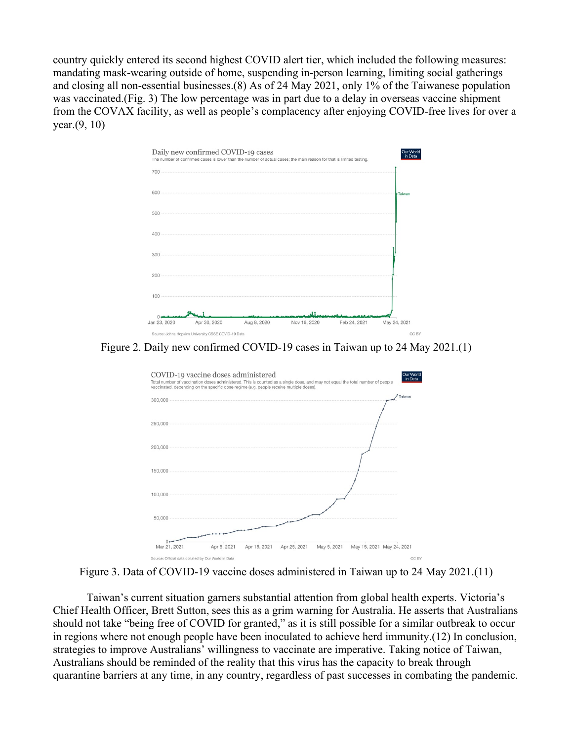country quickly entered its second highest COVID alert tier, which included the following measures: mandating mask-wearing outside of home, suspending in-person learning, limiting social gatherings and closing all non-essential businesses.(8) As of 24 May 2021, only 1% of the Taiwanese population was vaccinated.(Fig. 3) The low percentage was in part due to a delay in overseas vaccine shipment from the COVAX facility, as well as people's complacency after enjoying COVID-free lives for over a year.(9, 10)

Figure 2. Daily new confirmed COVID-19 cases in Taiwan up to 24 May 2021.(1)

Figure 3. Data of COVID-19 vaccine doses administered in Taiwan up to 24 May 2021.(11)

Taiwan's current situation garners substantial attention from global health experts. Victoria's Chief Health Officer, Brett Sutton, sees this as a grim warning for Australia. He asserts that Australians should not take "being free of COVID for granted," as it is still possible for a similar outbreak to occur in regions where not enough people have been inoculated to achieve herd immunity.(12) In conclusion, strategies to improve Australians' willingness to vaccinate are imperative. Taking notice of Taiwan, Australians should be reminded of the reality that this virus has the capacity to break through quarantine barriers at any time, in any country, regardless of past successes in combating the pandemic.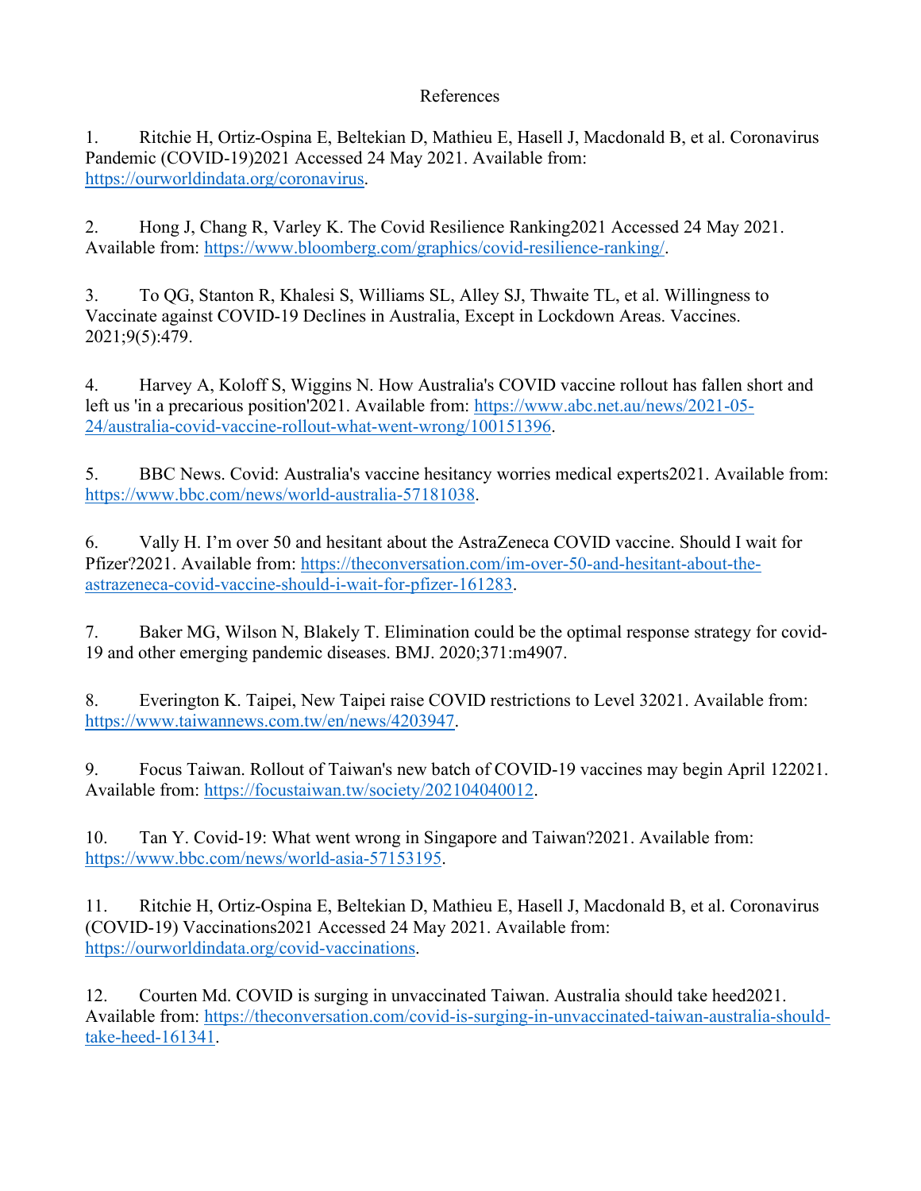# References

1. Ritchie H, Ortiz-Ospina E, Beltekian D, Mathieu E, Hasell J, Macdonald B, et al. Coronavirus Pandemic (COVID-19)2021 Accessed 24 May 2021. Available from: https://ourworldindata.org/coronavirus.

2. Hong J, Chang R, Varley K. The Covid Resilience Ranking2021 Accessed 24 May 2021. Available from: https://www.bloomberg.com/graphics/covid-resilience-ranking/.

3. To QG, Stanton R, Khalesi S, Williams SL, Alley SJ, Thwaite TL, et al. Willingness to Vaccinate against COVID-19 Declines in Australia, Except in Lockdown Areas. Vaccines. 2021;9(5):479.

4. Harvey A, Koloff S, Wiggins N. How Australia's COVID vaccine rollout has fallen short and left us 'in a precarious position'2021. Available from: https://www.abc.net.au/news/2021-05-24/australia-covid-vaccine-rollout-what-went-wrong/100151396.

5. BBC News. Covid: Australia's vaccine hesitancy worries medical experts2021. Available from: https://www.bbc.com/news/world-australia-57181038.

6. Vally H. I'm over 50 and hesitant about the AstraZeneca COVID vaccine. Should I wait for Pfizer?2021. Available from: https://theconversation.com/im-over-50-and-hesitant-about-the-astrazeneca-covid-vaccine-should-i-wait-for-pfizer-161283.

7. Baker MG, Wilson N, Blakely T. Elimination could be the optimal response strategy for covid-19 and other emerging pandemic diseases. BMJ. 2020;371:m4907.

8. Everington K. Taipei, New Taipei raise COVID restrictions to Level 32021. Available from: https://www.taiwannews.com.tw/en/news/4203947.

9. Focus Taiwan. Rollout of Taiwan's new batch of COVID-19 vaccines may begin April 122021. Available from: https://focustaiwan.tw/society/202104040012.

10. Tan Y. Covid-19: What went wrong in Singapore and Taiwan?2021. Available from: https://www.bbc.com/news/world-asia-57153195.

11. Ritchie H, Ortiz-Ospina E, Beltekian D, Mathieu E, Hasell J, Macdonald B, et al. Coronavirus (COVID-19) Vaccinations2021 Accessed 24 May 2021. Available from: https://ourworldindata.org/covid-vaccinations.

12. Courten Md. COVID is surging in unvaccinated Taiwan. Australia should take heed2021. Available from: https://theconversation.com/covid-is-surging-in-unvaccinated-taiwan-australia-should-take-heed-161341.